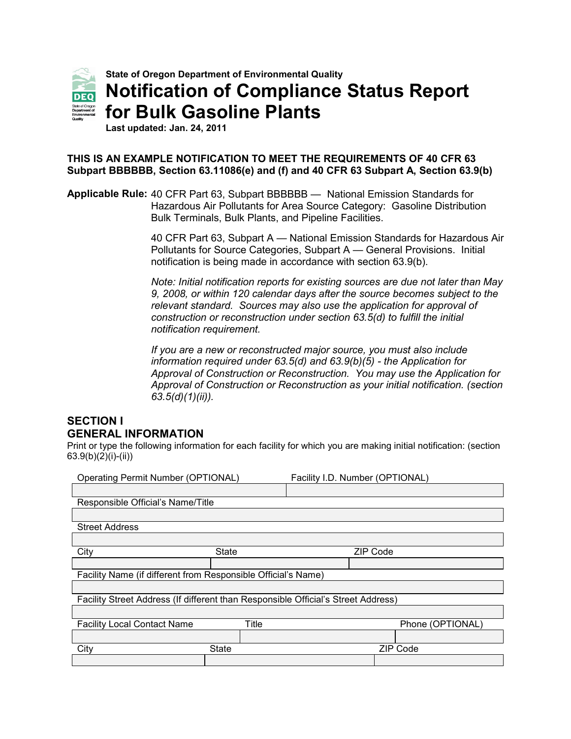State of Oregon Department of Environmental Quality

# Notification of Compliance Status Report for Bulk Gasoline Plants

**Last updated: Jan. 24, 2011**

**THIS IS AN EXAMPLE NOTIFICATION TO MEET THE REQUIREMENTS OF 40 CFR 63 Subpart BBBBBB, Section 63.11086(e) and (f) and 40 CFR 63 Subpart A, Section 63.9(b)**

**Applicable Rule:** 40 CFR Part 63, Subpart BBBBBB — National Emission Standards for Hazardous Air Pollutants for Area Source Category: Gasoline Distribution Bulk Terminals, Bulk Plants, and Pipeline Facilities.

40 CFR Part 63, Subpart A — National Emission Standards for Hazardous Air Pollutants for Source Categories, Subpart A — General Provisions. Initial notification is being made in accordance with section 63.9(b).

*Note: Initial notification reports for existing sources are due not later than May 9, 2008, or within 120 calendar days after the source becomes subject to the relevant standard. Sources may also use the application for approval of construction or reconstruction under section 63.5(d) to fulfill the initial notification requirement.*

*If you are a new or reconstructed major source, you must also include information required under 63.5(d) and 63.9(b)(5) - the Application for Approval of Construction or Reconstruction. You may use the Application for Approval of Construction or Reconstruction as your initial notification. (section 63.5(d)(1)(ii)).*

## SECTION I
## GENERAL INFORMATION

Print or type the following information for each facility for which you are making initial notification: (section 63.9(b)(2)(i)-(ii))

| Operating Permit Number (OPTIONAL) | Facility I.D. Number (OPTIONAL) | |
|---|---|---|
| | | |
| Responsible Official's Name/Title | | |
| | | |
| Street Address | | |
| | | |
| City | State | ZIP Code |
| | | |
| Facility Name (if different from Responsible Official's Name) | | |
| | | |
| Facility Street Address (If different than Responsible Official's Street Address) | | |
| | | |
| Facility Local Contact Name | Title | Phone (OPTIONAL) |
| | | |
| City | State | ZIP Code |
| | | |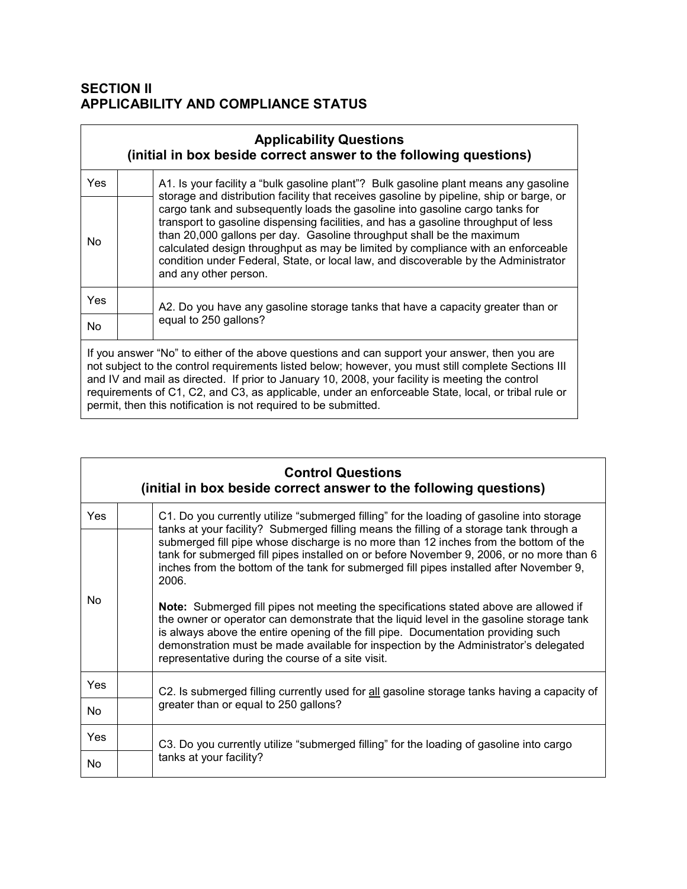## SECTION II
## APPLICABILITY AND COMPLIANCE STATUS

| Applicability Questions (initial in box beside correct answer to the following questions) | | |
|---|---|---|
| Yes | | A1. Is your facility a "bulk gasoline plant"? Bulk gasoline plant means any gasoline storage and distribution facility that receives gasoline by pipeline, ship or barge, or cargo tank and subsequently loads the gasoline into gasoline cargo tanks for transport to gasoline dispensing facilities, and has a gasoline throughput of less than 20,000 gallons per day. Gasoline throughput shall be the maximum calculated design throughput as may be limited by compliance with an enforceable condition under Federal, State, or local law, and discoverable by the Administrator and any other person. |
| No | | |
| Yes | | A2. Do you have any gasoline storage tanks that have a capacity greater than or equal to 250 gallons? |
| No | | |
| If you answer "No" to either of the above questions and can support your answer, then you are not subject to the control requirements listed below; however, you must still complete Sections III and IV and mail as directed. If prior to January 10, 2008, your facility is meeting the control requirements of C1, C2, and C3, as applicable, under an enforceable State, local, or tribal rule or permit, then this notification is not required to be submitted. | | |

| Control Questions (initial in box beside correct answer to the following questions) | | |
|---|---|---|
| Yes | | C1. Do you currently utilize "submerged filling" for the loading of gasoline into storage tanks at your facility? Submerged filling means the filling of a storage tank through a submerged fill pipe whose discharge is no more than 12 inches from the bottom of the tank for submerged fill pipes installed on or before November 9, 2006, or no more than 6 inches from the bottom of the tank for submerged fill pipes installed after November 9, 2006.<br><br>**Note:** Submerged fill pipes not meeting the specifications stated above are allowed if the owner or operator can demonstrate that the liquid level in the gasoline storage tank is always above the entire opening of the fill pipe. Documentation providing such demonstration must be made available for inspection by the Administrator's delegated representative during the course of a site visit. |
| No | | |
| Yes | | C2. Is submerged filling currently used for all gasoline storage tanks having a capacity of greater than or equal to 250 gallons? |
| No | | |
| Yes | | C3. Do you currently utilize "submerged filling" for the loading of gasoline into cargo tanks at your facility? |
| No | | |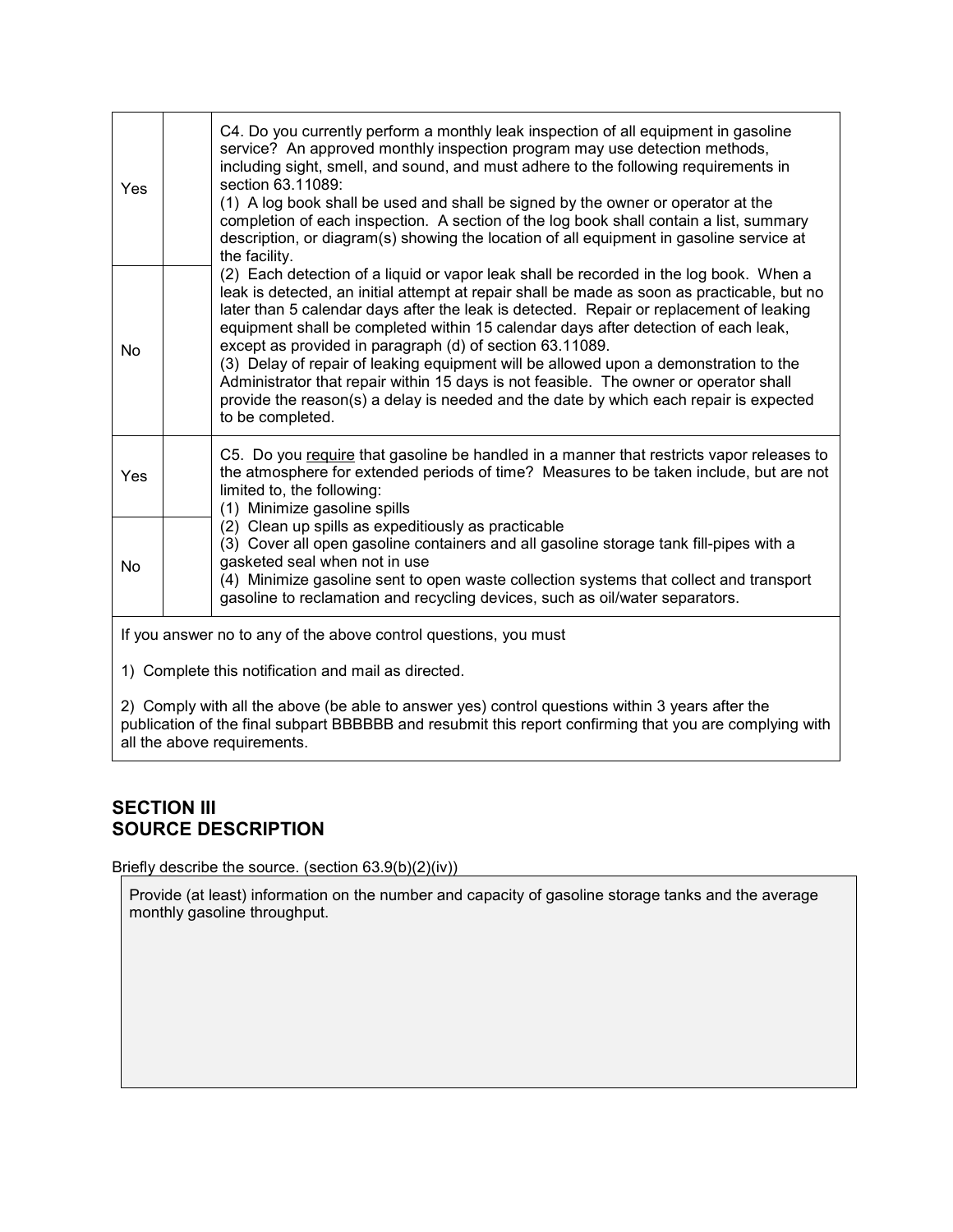| | | |
|---|---|---|
| Yes | | C4. Do you currently perform a monthly leak inspection of all equipment in gasoline service? An approved monthly inspection program may use detection methods, including sight, smell, and sound, and must adhere to the following requirements in section 63.11089:<br>(1) A log book shall be used and shall be signed by the owner or operator at the completion of each inspection. A section of the log book shall contain a list, summary description, or diagram(s) showing the location of all equipment in gasoline service at the facility.<br>(2) Each detection of a liquid or vapor leak shall be recorded in the log book. When a leak is detected, an initial attempt at repair shall be made as soon as practicable, but no later than 5 calendar days after the leak is detected. Repair or replacement of leaking equipment shall be completed within 15 calendar days after detection of each leak, except as provided in paragraph (d) of section 63.11089.<br>(3) Delay of repair of leaking equipment will be allowed upon a demonstration to the Administrator that repair within 15 days is not feasible. The owner or operator shall provide the reason(s) a delay is needed and the date by which each repair is expected to be completed. |
| No | | |
| Yes | | C5. Do you <u>require</u> that gasoline be handled in a manner that restricts vapor releases to the atmosphere for extended periods of time? Measures to be taken include, but are not limited to, the following:<br>(1) Minimize gasoline spills<br>(2) Clean up spills as expeditiously as practicable<br>(3) Cover all open gasoline containers and all gasoline storage tank fill-pipes with a gasketed seal when not in use<br>(4) Minimize gasoline sent to open waste collection systems that collect and transport gasoline to reclamation and recycling devices, such as oil/water separators. |
| No | | |

If you answer no to any of the above control questions, you must

1) Complete this notification and mail as directed.

2) Comply with all the above (be able to answer yes) control questions within 3 years after the publication of the final subpart BBBBBB and resubmit this report confirming that you are complying with all the above requirements.

## SECTION III
## SOURCE DESCRIPTION

Briefly describe the source. (section 63.9(b)(2)(iv))

Provide (at least) information on the number and capacity of gasoline storage tanks and the average monthly gasoline throughput.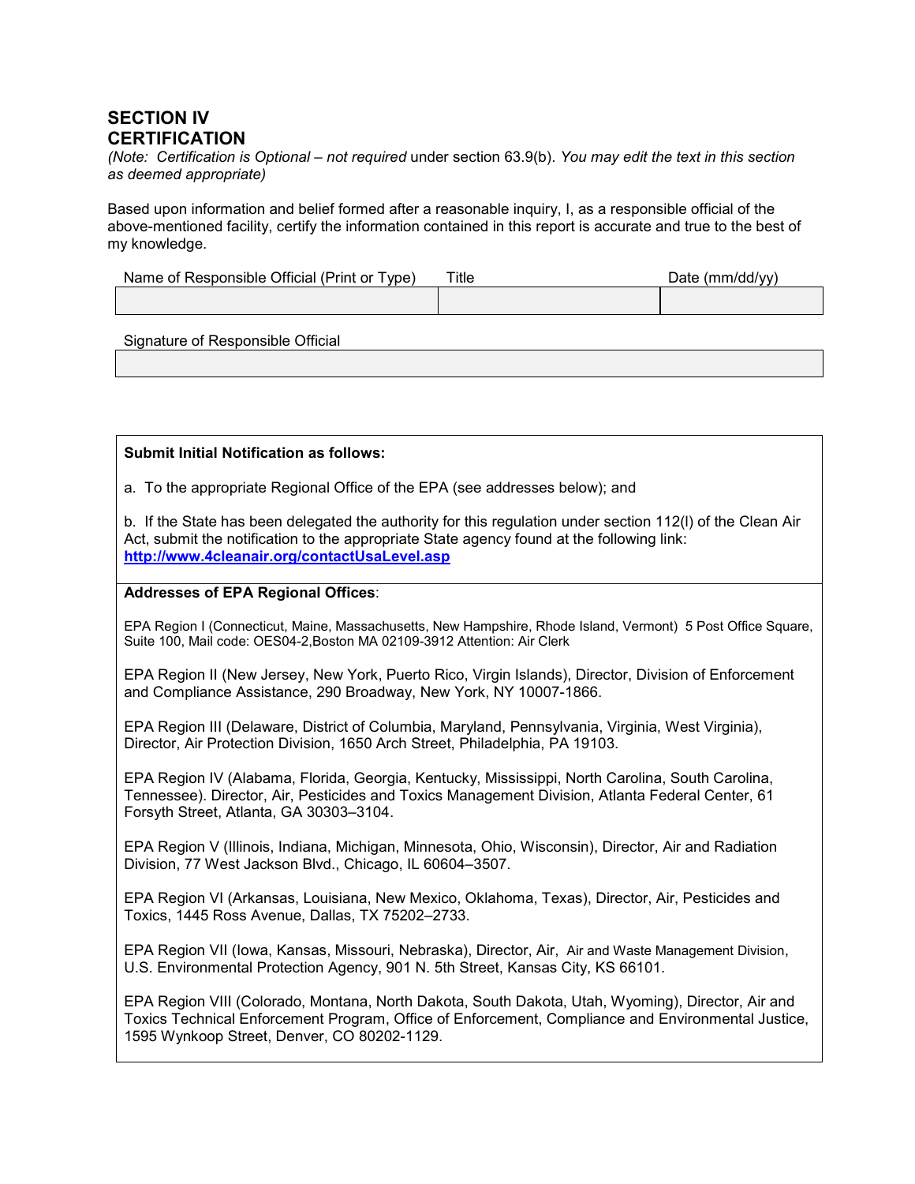## SECTION IV
## CERTIFICATION

*(Note: Certification is Optional – not required* under section 63.9(b). *You may edit the text in this section as deemed appropriate)*

Based upon information and belief formed after a reasonable inquiry, I, as a responsible official of the above-mentioned facility, certify the information contained in this report is accurate and true to the best of my knowledge.

| Name of Responsible Official (Print or Type) | Title | Date (mm/dd/yy) |
| --- | --- | --- |
| | | |

| Signature of Responsible Official |
| --- |
| |

**Submit Initial Notification as follows:**

a. To the appropriate Regional Office of the EPA (see addresses below); and

b. If the State has been delegated the authority for this regulation under section 112(l) of the Clean Air Act, submit the notification to the appropriate State agency found at the following link: **http://www.4cleanair.org/contactUsaLevel.asp**

**Addresses of EPA Regional Offices**:

EPA Region I (Connecticut, Maine, Massachusetts, New Hampshire, Rhode Island, Vermont) 5 Post Office Square, Suite 100, Mail code: OES04-2,Boston MA 02109-3912 Attention: Air Clerk

EPA Region II (New Jersey, New York, Puerto Rico, Virgin Islands), Director, Division of Enforcement and Compliance Assistance, 290 Broadway, New York, NY 10007-1866.

EPA Region III (Delaware, District of Columbia, Maryland, Pennsylvania, Virginia, West Virginia), Director, Air Protection Division, 1650 Arch Street, Philadelphia, PA 19103.

EPA Region IV (Alabama, Florida, Georgia, Kentucky, Mississippi, North Carolina, South Carolina, Tennessee). Director, Air, Pesticides and Toxics Management Division, Atlanta Federal Center, 61 Forsyth Street, Atlanta, GA 30303–3104.

EPA Region V (Illinois, Indiana, Michigan, Minnesota, Ohio, Wisconsin), Director, Air and Radiation Division, 77 West Jackson Blvd., Chicago, IL 60604–3507.

EPA Region VI (Arkansas, Louisiana, New Mexico, Oklahoma, Texas), Director, Air, Pesticides and Toxics, 1445 Ross Avenue, Dallas, TX 75202–2733.

EPA Region VII (Iowa, Kansas, Missouri, Nebraska), Director, Air, Air and Waste Management Division, U.S. Environmental Protection Agency, 901 N. 5th Street, Kansas City, KS 66101.

EPA Region VIII (Colorado, Montana, North Dakota, South Dakota, Utah, Wyoming), Director, Air and Toxics Technical Enforcement Program, Office of Enforcement, Compliance and Environmental Justice, 1595 Wynkoop Street, Denver, CO 80202-1129.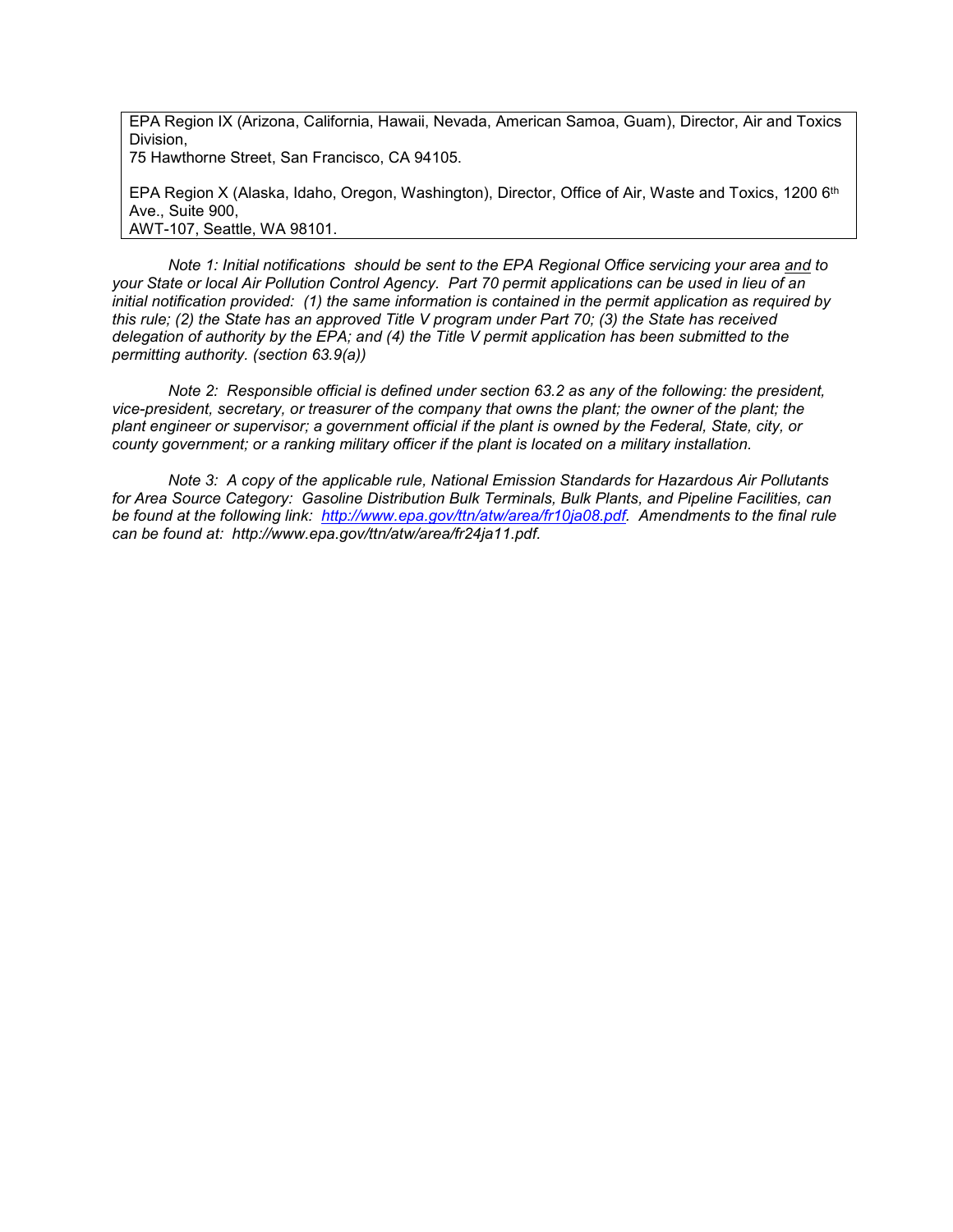EPA Region IX (Arizona, California, Hawaii, Nevada, American Samoa, Guam), Director, Air and Toxics Division,
75 Hawthorne Street, San Francisco, CA 94105.

EPA Region X (Alaska, Idaho, Oregon, Washington), Director, Office of Air, Waste and Toxics, 1200 6th Ave., Suite 900,
AWT-107, Seattle, WA 98101.

*Note 1: Initial notifications should be sent to the EPA Regional Office servicing your area and to your State or local Air Pollution Control Agency. Part 70 permit applications can be used in lieu of an initial notification provided: (1) the same information is contained in the permit application as required by this rule; (2) the State has an approved Title V program under Part 70; (3) the State has received delegation of authority by the EPA; and (4) the Title V permit application has been submitted to the permitting authority. (section 63.9(a))*

*Note 2: Responsible official is defined under section 63.2 as any of the following: the president, vice-president, secretary, or treasurer of the company that owns the plant; the owner of the plant; the plant engineer or supervisor; a government official if the plant is owned by the Federal, State, city, or county government; or a ranking military officer if the plant is located on a military installation.*

*Note 3: A copy of the applicable rule, National Emission Standards for Hazardous Air Pollutants for Area Source Category: Gasoline Distribution Bulk Terminals, Bulk Plants, and Pipeline Facilities, can be found at the following link: http://www.epa.gov/ttn/atw/area/fr10ja08.pdf. Amendments to the final rule can be found at: http://www.epa.gov/ttn/atw/area/fr24ja11.pdf.*